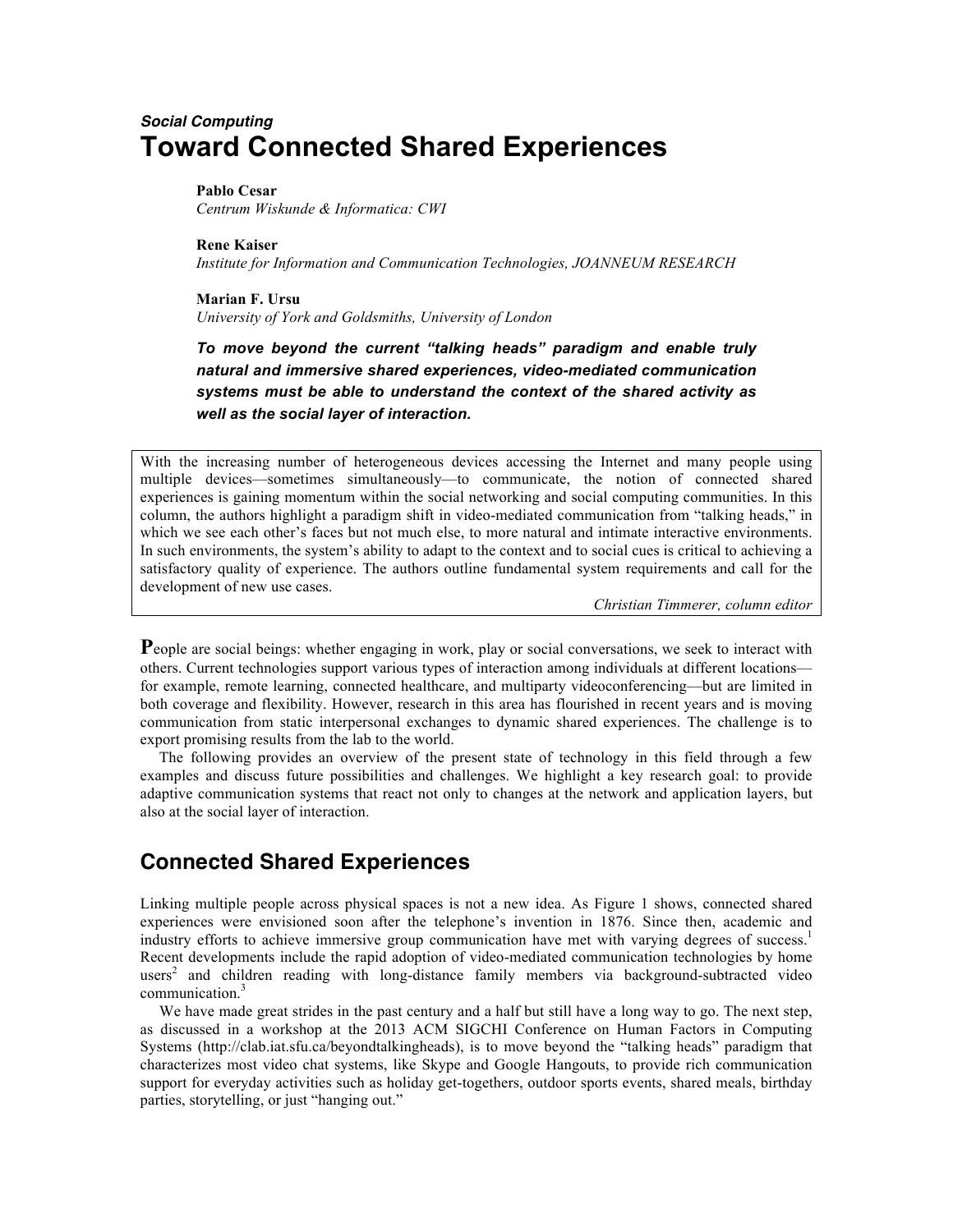*Social Computing*

# Toward Connected Shared Experiences

**Pablo Cesar**
*Centrum Wiskunde & Informatica: CWI*

**Rene Kaiser**
*Institute for Information and Communication Technologies, JOANNEUM RESEARCH*

**Marian F. Ursu**
*University of York and Goldsmiths, University of London*

***To move beyond the current "talking heads" paradigm and enable truly natural and immersive shared experiences, video-mediated communication systems must be able to understand the context of the shared activity as well as the social layer of interaction.***

> With the increasing number of heterogeneous devices accessing the Internet and many people using multiple devices—sometimes simultaneously—to communicate, the notion of connected shared experiences is gaining momentum within the social networking and social computing communities. In this column, the authors highlight a paradigm shift in video-mediated communication from "talking heads," in which we see each other's faces but not much else, to more natural and intimate interactive environments. In such environments, the system's ability to adapt to the context and to social cues is critical to achieving a satisfactory quality of experience. The authors outline fundamental system requirements and call for the development of new use cases.
>
> *Christian Timmerer, column editor*

People are social beings: whether engaging in work, play or social conversations, we seek to interact with others. Current technologies support various types of interaction among individuals at different locations—for example, remote learning, connected healthcare, and multiparty videoconferencing—but are limited in both coverage and flexibility. However, research in this area has flourished in recent years and is moving communication from static interpersonal exchanges to dynamic shared experiences. The challenge is to export promising results from the lab to the world.

The following provides an overview of the present state of technology in this field through a few examples and discuss future possibilities and challenges. We highlight a key research goal: to provide adaptive communication systems that react not only to changes at the network and application layers, but also at the social layer of interaction.

## Connected Shared Experiences

Linking multiple people across physical spaces is not a new idea. As Figure 1 shows, connected shared experiences were envisioned soon after the telephone's invention in 1876. Since then, academic and industry efforts to achieve immersive group communication have met with varying degrees of success.[1] Recent developments include the rapid adoption of video-mediated communication technologies by home users[2] and children reading with long-distance family members via background-subtracted video communication.[3]

We have made great strides in the past century and a half but still have a long way to go. The next step, as discussed in a workshop at the 2013 ACM SIGCHI Conference on Human Factors in Computing Systems (http://clab.iat.sfu.ca/beyondtalkingheads), is to move beyond the "talking heads" paradigm that characterizes most video chat systems, like Skype and Google Hangouts, to provide rich communication support for everyday activities such as holiday get-togethers, outdoor sports events, shared meals, birthday parties, storytelling, or just "hanging out."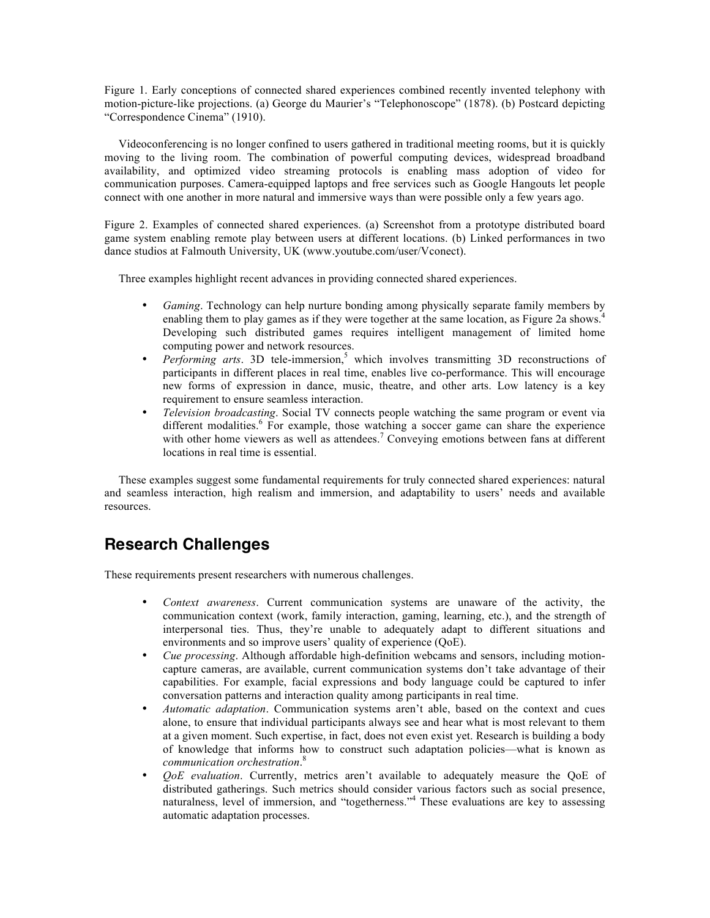Figure 1. Early conceptions of connected shared experiences combined recently invented telephony with motion-picture-like projections. (a) George du Maurier's "Telephonoscope" (1878). (b) Postcard depicting "Correspondence Cinema" (1910).

Videoconferencing is no longer confined to users gathered in traditional meeting rooms, but it is quickly moving to the living room. The combination of powerful computing devices, widespread broadband availability, and optimized video streaming protocols is enabling mass adoption of video for communication purposes. Camera-equipped laptops and free services such as Google Hangouts let people connect with one another in more natural and immersive ways than were possible only a few years ago.

Figure 2. Examples of connected shared experiences. (a) Screenshot from a prototype distributed board game system enabling remote play between users at different locations. (b) Linked performances in two dance studios at Falmouth University, UK (www.youtube.com/user/Vconect).

Three examples highlight recent advances in providing connected shared experiences.

- *Gaming*. Technology can help nurture bonding among physically separate family members by enabling them to play games as if they were together at the same location, as Figure 2a shows.[4] Developing such distributed games requires intelligent management of limited home computing power and network resources.
- *Performing arts*. 3D tele-immersion,[5] which involves transmitting 3D reconstructions of participants in different places in real time, enables live co-performance. This will encourage new forms of expression in dance, music, theatre, and other arts. Low latency is a key requirement to ensure seamless interaction.
- *Television broadcasting*. Social TV connects people watching the same program or event via different modalities.[6] For example, those watching a soccer game can share the experience with other home viewers as well as attendees.[7] Conveying emotions between fans at different locations in real time is essential.

These examples suggest some fundamental requirements for truly connected shared experiences: natural and seamless interaction, high realism and immersion, and adaptability to users' needs and available resources.

## Research Challenges

These requirements present researchers with numerous challenges.

- *Context awareness*. Current communication systems are unaware of the activity, the communication context (work, family interaction, gaming, learning, etc.), and the strength of interpersonal ties. Thus, they're unable to adequately adapt to different situations and environments and so improve users' quality of experience (QoE).
- *Cue processing*. Although affordable high-definition webcams and sensors, including motion-capture cameras, are available, current communication systems don't take advantage of their capabilities. For example, facial expressions and body language could be captured to infer conversation patterns and interaction quality among participants in real time.
- *Automatic adaptation*. Communication systems aren't able, based on the context and cues alone, to ensure that individual participants always see and hear what is most relevant to them at a given moment. Such expertise, in fact, does not even exist yet. Research is building a body of knowledge that informs how to construct such adaptation policies—what is known as *communication orchestration*.[8]
- *QoE evaluation*. Currently, metrics aren't available to adequately measure the QoE of distributed gatherings. Such metrics should consider various factors such as social presence, naturalness, level of immersion, and "togetherness."[4] These evaluations are key to assessing automatic adaptation processes.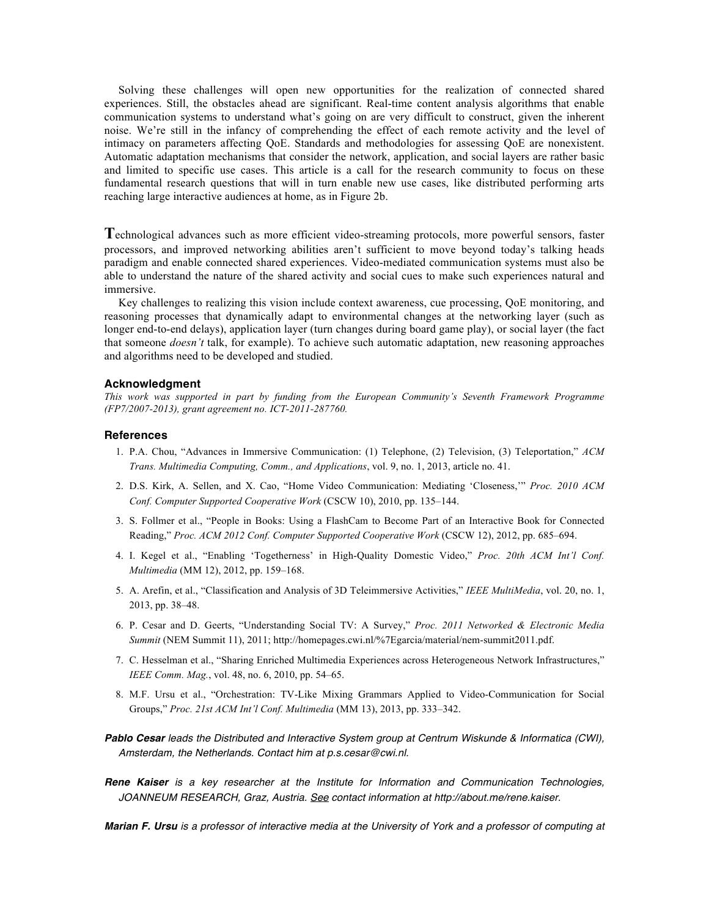Solving these challenges will open new opportunities for the realization of connected shared experiences. Still, the obstacles ahead are significant. Real-time content analysis algorithms that enable communication systems to understand what's going on are very difficult to construct, given the inherent noise. We're still in the infancy of comprehending the effect of each remote activity and the level of intimacy on parameters affecting QoE. Standards and methodologies for assessing QoE are nonexistent. Automatic adaptation mechanisms that consider the network, application, and social layers are rather basic and limited to specific use cases. This article is a call for the research community to focus on these fundamental research questions that will in turn enable new use cases, like distributed performing arts reaching large interactive audiences at home, as in Figure 2b.

**T**echnological advances such as more efficient video-streaming protocols, more powerful sensors, faster processors, and improved networking abilities aren't sufficient to move beyond today's talking heads paradigm and enable connected shared experiences. Video-mediated communication systems must also be able to understand the nature of the shared activity and social cues to make such experiences natural and immersive.

Key challenges to realizing this vision include context awareness, cue processing, QoE monitoring, and reasoning processes that dynamically adapt to environmental changes at the networking layer (such as longer end-to-end delays), application layer (turn changes during board game play), or social layer (the fact that someone *doesn't* talk, for example). To achieve such automatic adaptation, new reasoning approaches and algorithms need to be developed and studied.

### Acknowledgment

*This work was supported in part by funding from the European Community's Seventh Framework Programme (FP7/2007-2013), grant agreement no. ICT-2011-287760.*

### References

1. P.A. Chou, "Advances in Immersive Communication: (1) Telephone, (2) Television, (3) Teleportation," *ACM Trans. Multimedia Computing, Comm., and Applications*, vol. 9, no. 1, 2013, article no. 41.
2. D.S. Kirk, A. Sellen, and X. Cao, "Home Video Communication: Mediating 'Closeness,'" *Proc. 2010 ACM Conf. Computer Supported Cooperative Work* (CSCW 10), 2010, pp. 135–144.
3. S. Follmer et al., "People in Books: Using a FlashCam to Become Part of an Interactive Book for Connected Reading," *Proc. ACM 2012 Conf. Computer Supported Cooperative Work* (CSCW 12), 2012, pp. 685–694.
4. I. Kegel et al., "Enabling 'Togetherness' in High-Quality Domestic Video," *Proc. 20th ACM Int'l Conf. Multimedia* (MM 12), 2012, pp. 159–168.
5. A. Arefin, et al., "Classification and Analysis of 3D Teleimmersive Activities," *IEEE MultiMedia*, vol. 20, no. 1, 2013, pp. 38–48.
6. P. Cesar and D. Geerts, "Understanding Social TV: A Survey," *Proc. 2011 Networked & Electronic Media Summit* (NEM Summit 11), 2011; http://homepages.cwi.nl/%7Egarcia/material/nem-summit2011.pdf.
7. C. Hesselman et al., "Sharing Enriched Multimedia Experiences across Heterogeneous Network Infrastructures," *IEEE Comm. Mag.*, vol. 48, no. 6, 2010, pp. 54–65.
8. M.F. Ursu et al., "Orchestration: TV-Like Mixing Grammars Applied to Video-Communication for Social Groups," *Proc. 21st ACM Int'l Conf. Multimedia* (MM 13), 2013, pp. 333–342.

***Pablo Cesar*** *leads the Distributed and Interactive System group at Centrum Wiskunde & Informatica (CWI), Amsterdam, the Netherlands. Contact him at p.s.cesar@cwi.nl.*

***Rene Kaiser*** *is a key researcher at the Institute for Information and Communication Technologies, JOANNEUM RESEARCH, Graz, Austria. See contact information at http://about.me/rene.kaiser.*

***Marian F. Ursu*** *is a professor of interactive media at the University of York and a professor of computing at*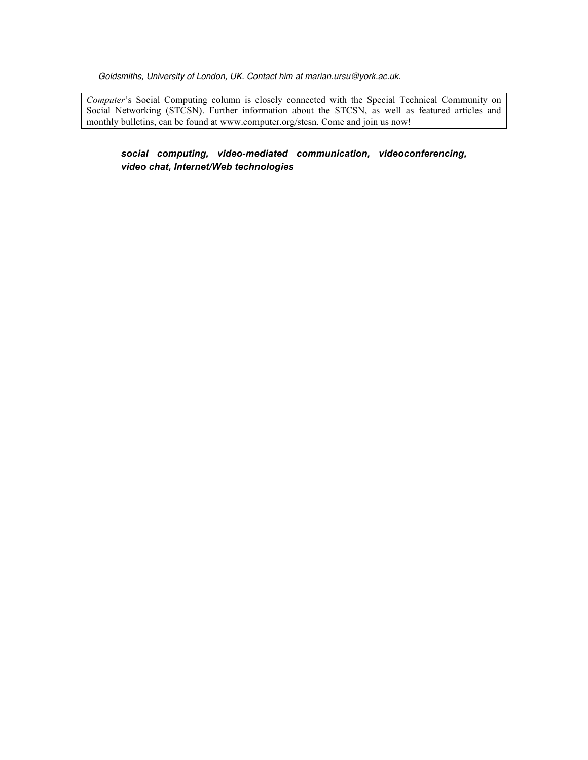*Goldsmiths, University of London, UK. Contact him at marian.ursu@york.ac.uk.*

*Computer*'s Social Computing column is closely connected with the Special Technical Community on Social Networking (STCSN). Further information about the STCSN, as well as featured articles and monthly bulletins, can be found at www.computer.org/stcsn. Come and join us now!

***social computing, video-mediated communication, videoconferencing, video chat, Internet/Web technologies***